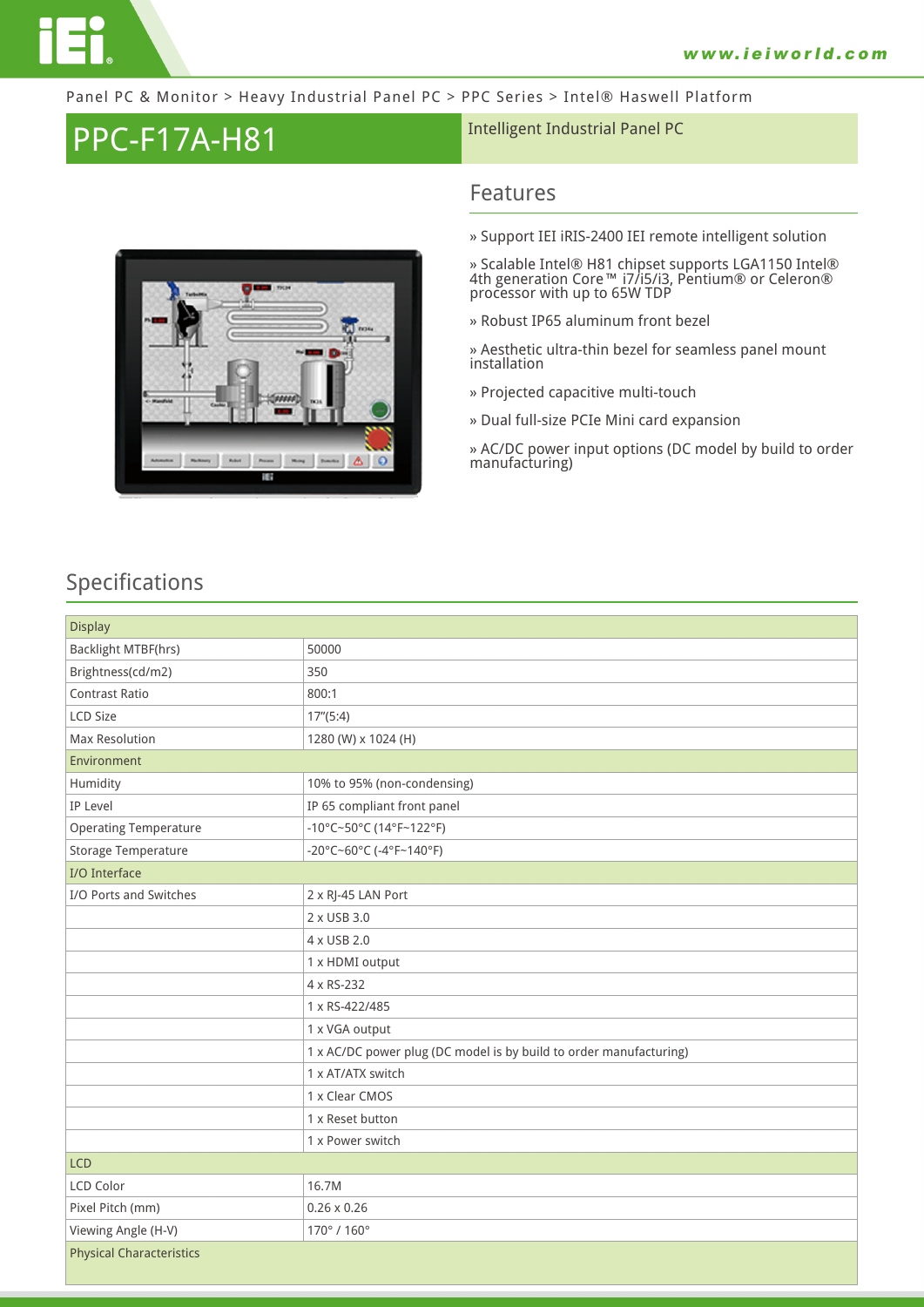Panel PC & Monitor > Heavy Industrial Panel PC > PPC Series > Intel® Haswell Platform

# PPC-F17A-H81

Intelligent Industrial Panel PC

## Features

» Support IEI iRIS-2400 IEI remote intelligent solution

» Scalable Intel® H81 chipset supports LGA1150 Intel® 4th generation Core™ i7/i5/i3, Pentium® or Celeron® processor with up to 65W TDP

» Robust IP65 aluminum front bezel

» Aesthetic ultra-thin bezel for seamless panel mount installation

» Projected capacitive multi-touch

» Dual full-size PCIe Mini card expansion

» AC/DC power input options (DC model by build to order manufacturing)

## Specifications

| Display | |
|---|---|
| Backlight MTBF(hrs) | 50000 |
| Brightness(cd/m2) | 350 |
| Contrast Ratio | 800:1 |
| LCD Size | 17"(5:4) |
| Max Resolution | 1280 (W) x 1024 (H) |
| **Environment** | |
| Humidity | 10% to 95% (non-condensing) |
| IP Level | IP 65 compliant front panel |
| Operating Temperature | -10°C~50°C (14°F~122°F) |
| Storage Temperature | -20°C~60°C (-4°F~140°F) |
| **I/O Interface** | |
| I/O Ports and Switches | 2 x RJ-45 LAN Port |
| | 2 x USB 3.0 |
| | 4 x USB 2.0 |
| | 1 x HDMI output |
| | 4 x RS-232 |
| | 1 x RS-422/485 |
| | 1 x VGA output |
| | 1 x AC/DC power plug (DC model is by build to order manufacturing) |
| | 1 x AT/ATX switch |
| | 1 x Clear CMOS |
| | 1 x Reset button |
| | 1 x Power switch |
| **LCD** | |
| LCD Color | 16.7M |
| Pixel Pitch (mm) | 0.26 x 0.26 |
| Viewing Angle (H-V) | 170° / 160° |
| **Physical Characteristics** | |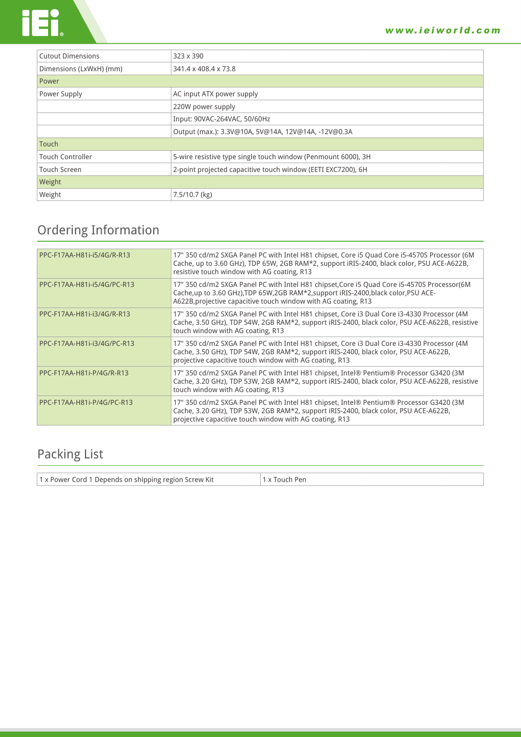| | |
|---|---|
| Cutout Dimensions | 323 x 390 |
| Dimensions (LxWxH) (mm) | 341.4 x 408.4 x 73.8 |
| Power | |
| Power Supply | AC input ATX power supply |
| | 220W power supply |
| | Input: 90VAC-264VAC, 50/60Hz |
| | Output (max.): 3.3V@10A, 5V@14A, 12V@14A, -12V@0.3A |
| Touch | |
| Touch Controller | 5-wire resistive type single touch window (Penmount 6000), 3H |
| Touch Screen | 2-point projected capacitive touch window (EETI EXC7200), 6H |
| Weight | |
| Weight | 7.5/10.7 (kg) |

## Ordering Information

| | |
|---|---|
| PPC-F17AA-H81i-i5/4G/R-R13 | 17" 350 cd/m2 SXGA Panel PC with Intel H81 chipset, Core i5 Quad Core i5-4570S Processor (6M Cache, up to 3.60 GHz), TDP 65W, 2GB RAM*2, support iRIS-2400, black color, PSU ACE-A622B, resistive touch window with AG coating, R13 |
| PPC-F17AA-H81i-i5/4G/PC-R13 | 17" 350 cd/m2 SXGA Panel PC with Intel H81 chipset,Core i5 Quad Core i5-4570S Processor(6M Cache,up to 3.60 GHz),TDP 65W,2GB RAM*2,support iRIS-2400,black color,PSU ACE-A622B,projective capacitive touch window with AG coating, R13 |
| PPC-F17AA-H81i-i3/4G/R-R13 | 17" 350 cd/m2 SXGA Panel PC with Intel H81 chipset, Core i3 Dual Core i3-4330 Processor (4M Cache, 3.50 GHz), TDP 54W, 2GB RAM*2, support iRIS-2400, black color, PSU ACE-A622B, resistive touch window with AG coating, R13 |
| PPC-F17AA-H81i-i3/4G/PC-R13 | 17" 350 cd/m2 SXGA Panel PC with Intel H81 chipset, Core i3 Dual Core i3-4330 Processor (4M Cache, 3.50 GHz), TDP 54W, 2GB RAM*2, support iRIS-2400, black color, PSU ACE-A622B, projective capacitive touch window with AG coating, R13 |
| PPC-F17AA-H81i-P/4G/R-R13 | 17" 350 cd/m2 SXGA Panel PC with Intel H81 chipset, Intel® Pentium® Processor G3420 (3M Cache, 3.20 GHz), TDP 53W, 2GB RAM*2, support iRIS-2400, black color, PSU ACE-A622B, resistive touch window with AG coating, R13 |
| PPC-F17AA-H81i-P/4G/PC-R13 | 17" 350 cd/m2 SXGA Panel PC with Intel H81 chipset, Intel® Pentium® Processor G3420 (3M Cache, 3.20 GHz), TDP 53W, 2GB RAM*2, support iRIS-2400, black color, PSU ACE-A622B, projective capacitive touch window with AG coating, R13 |

## Packing List

| | |
|---|---|
| 1 x Power Cord 1 Depends on shipping region Screw Kit | 1 x Touch Pen |